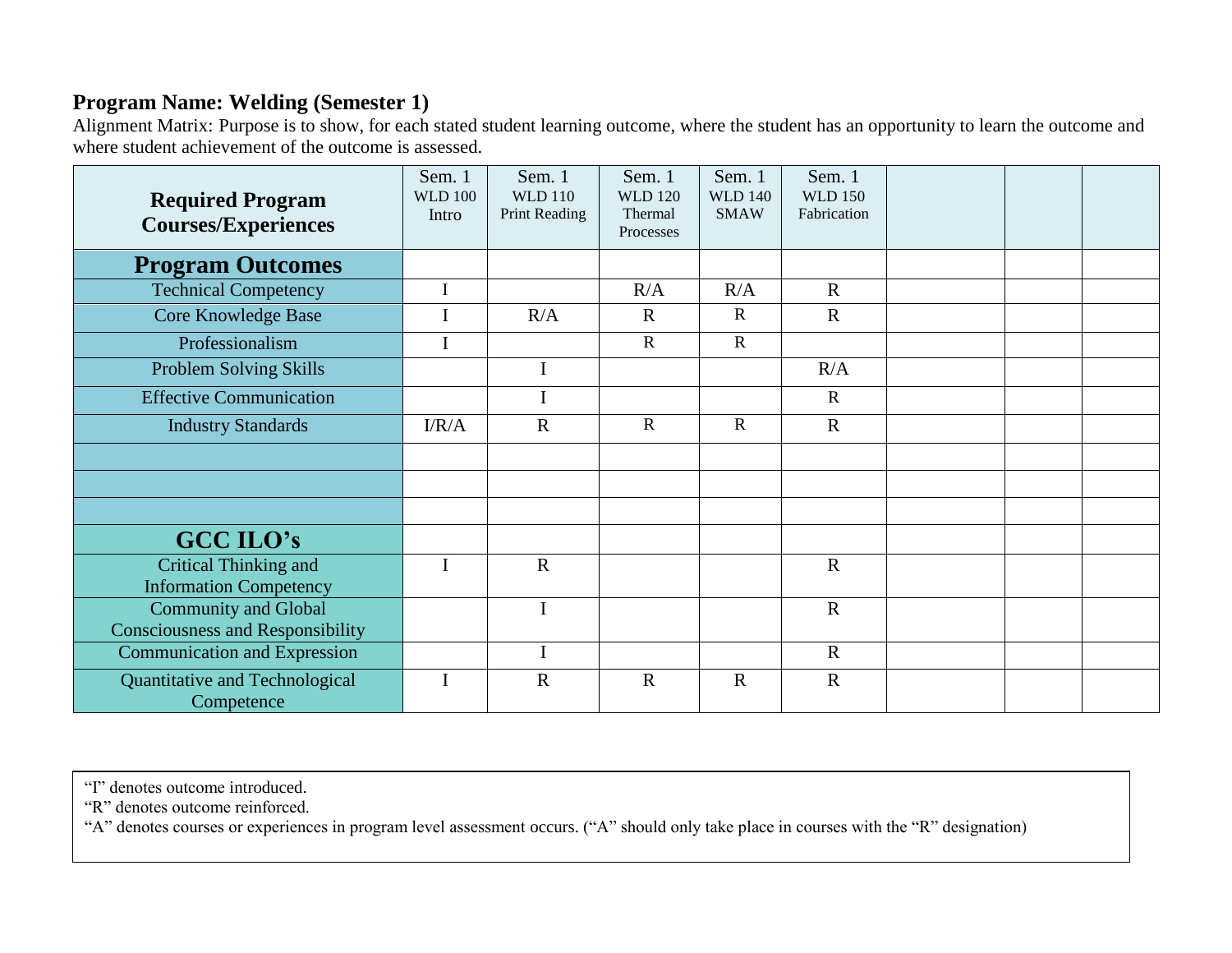**Program Name: Welding (Semester 1)**

Alignment Matrix: Purpose is to show, for each stated student learning outcome, where the student has an opportunity to learn the outcome and where student achievement of the outcome is assessed.

| Required Program Courses/Experiences | Sem. 1 WLD 100 Intro | Sem. 1 WLD 110 Print Reading | Sem. 1 WLD 120 Thermal Processes | Sem. 1 WLD 140 SMAW | Sem. 1 WLD 150 Fabrication | | | |
|---|---|---|---|---|---|---|---|---|
| **Program Outcomes** | | | | | | | | |
| Technical Competency | I | | R/A | R/A | R | | | |
| Core Knowledge Base | I | R/A | R | R | R | | | |
| Professionalism | I | | R | R | | | | |
| Problem Solving Skills | | I | | | R/A | | | |
| Effective Communication | | I | | | R | | | |
| Industry Standards | I/R/A | R | R | R | R | | | |
| | | | | | | | | |
| | | | | | | | | |
| | | | | | | | | |
| **GCC ILO's** | | | | | | | | |
| Critical Thinking and Information Competency | I | R | | | R | | | |
| Community and Global Consciousness and Responsibility | | I | | | R | | | |
| Communication and Expression | | I | | | R | | | |
| Quantitative and Technological Competence | I | R | R | R | R | | | |

"I" denotes outcome introduced.
"R" denotes outcome reinforced.
"A" denotes courses or experiences in program level assessment occurs. ("A" should only take place in courses with the "R" designation)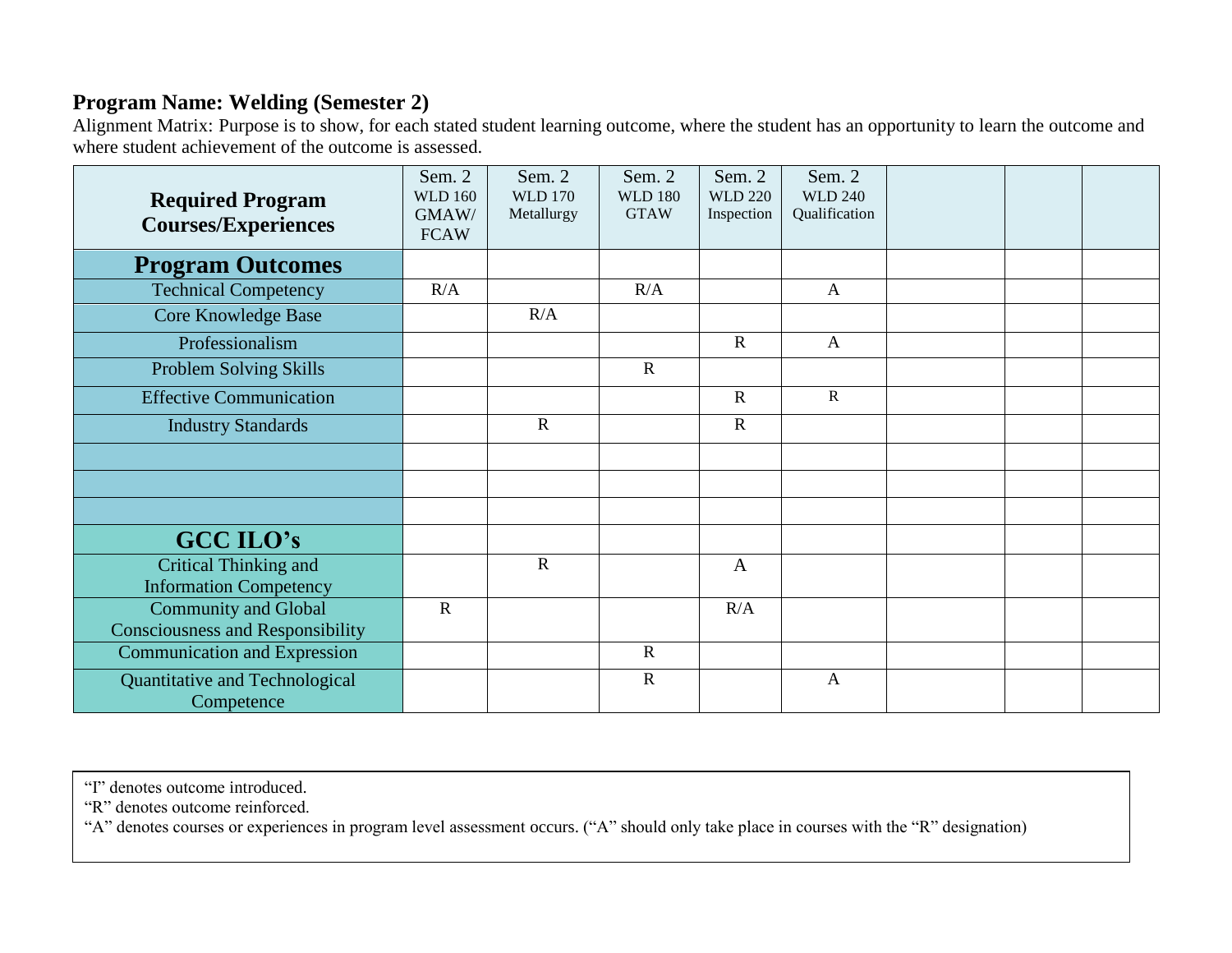**Program Name: Welding (Semester 2)**

Alignment Matrix: Purpose is to show, for each stated student learning outcome, where the student has an opportunity to learn the outcome and where student achievement of the outcome is assessed.

| Required Program Courses/Experiences | Sem. 2 WLD 160 GMAW/ FCAW | Sem. 2 WLD 170 Metallurgy | Sem. 2 WLD 180 GTAW | Sem. 2 WLD 220 Inspection | Sem. 2 WLD 240 Qualification | | | |
|---|---|---|---|---|---|---|---|---|
| **Program Outcomes** | | | | | | | | |
| Technical Competency | R/A | | R/A | | A | | | |
| Core Knowledge Base | | R/A | | | | | | |
| Professionalism | | | | R | A | | | |
| Problem Solving Skills | | | R | | | | | |
| Effective Communication | | | | R | R | | | |
| Industry Standards | | R | | R | | | | |
| | | | | | | | | |
| | | | | | | | | |
| | | | | | | | | |
| **GCC ILO's** | | | | | | | | |
| Critical Thinking and Information Competency | | R | | A | | | | |
| Community and Global Consciousness and Responsibility | R | | | R/A | | | | |
| Communication and Expression | | | R | | | | | |
| Quantitative and Technological Competence | | | R | | A | | | |

"I" denotes outcome introduced.
"R" denotes outcome reinforced.
"A" denotes courses or experiences in program level assessment occurs. ("A" should only take place in courses with the "R" designation)